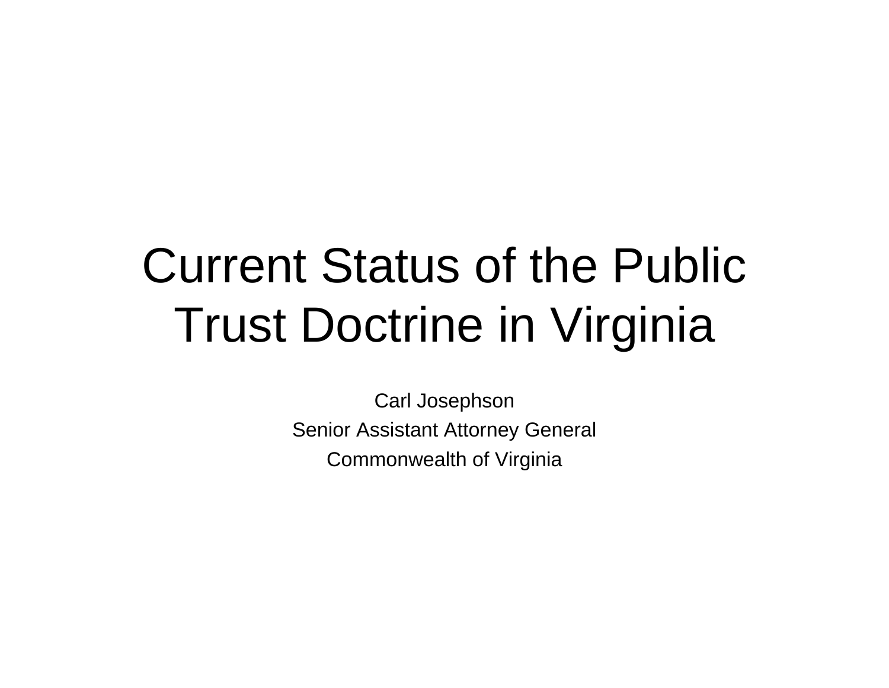# Current Status of the Public Trust Doctrine in Virginia

Carl Josephson

Senior Assistant Attorney General

Commonwealth of Virginia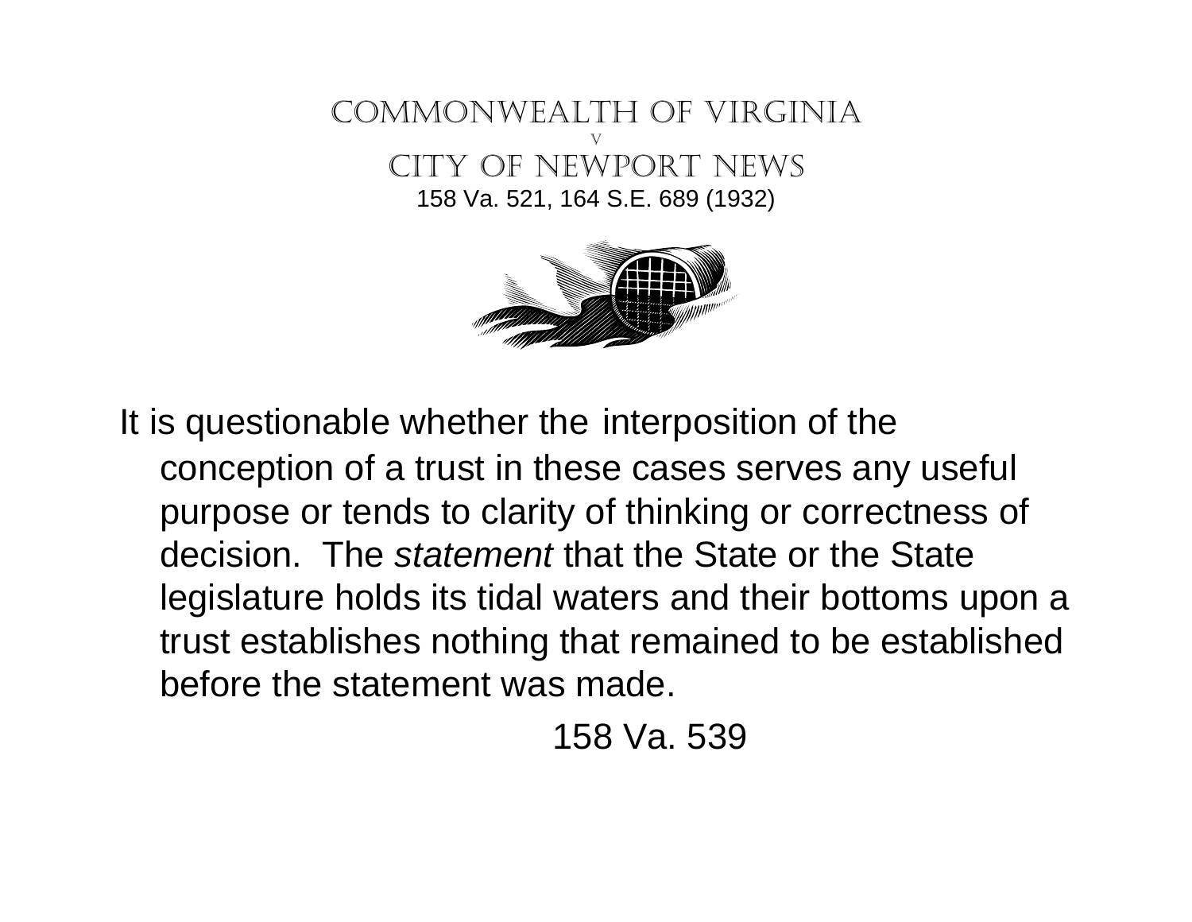# COMMONWEALTH OF VIRGINIA

v

# CITY OF NEWPORT NEWS

158 Va. 521, 164 S.E. 689 (1932)

It is questionable whether the interposition of the conception of a trust in these cases serves any useful purpose or tends to clarity of thinking or correctness of decision. The *statement* that the State or the State legislature holds its tidal waters and their bottoms upon a trust establishes nothing that remained to be established before the statement was made.

158 Va. 539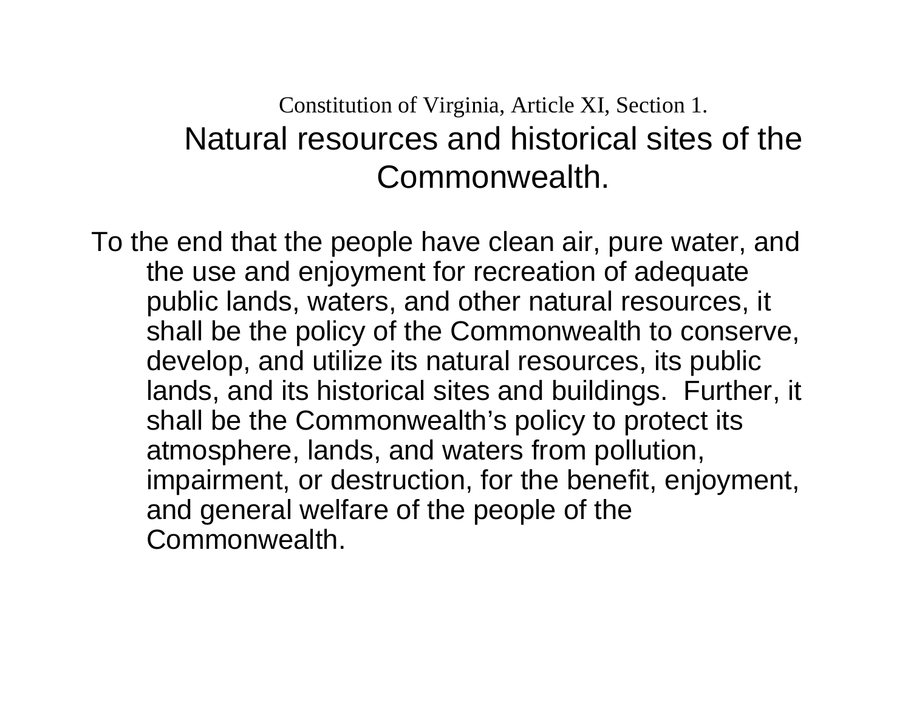Constitution of Virginia, Article XI, Section 1.

# Natural resources and historical sites of the Commonwealth.

To the end that the people have clean air, pure water, and the use and enjoyment for recreation of adequate public lands, waters, and other natural resources, it shall be the policy of the Commonwealth to conserve, develop, and utilize its natural resources, its public lands, and its historical sites and buildings. Further, it shall be the Commonwealth's policy to protect its atmosphere, lands, and waters from pollution, impairment, or destruction, for the benefit, enjoyment, and general welfare of the people of the Commonwealth.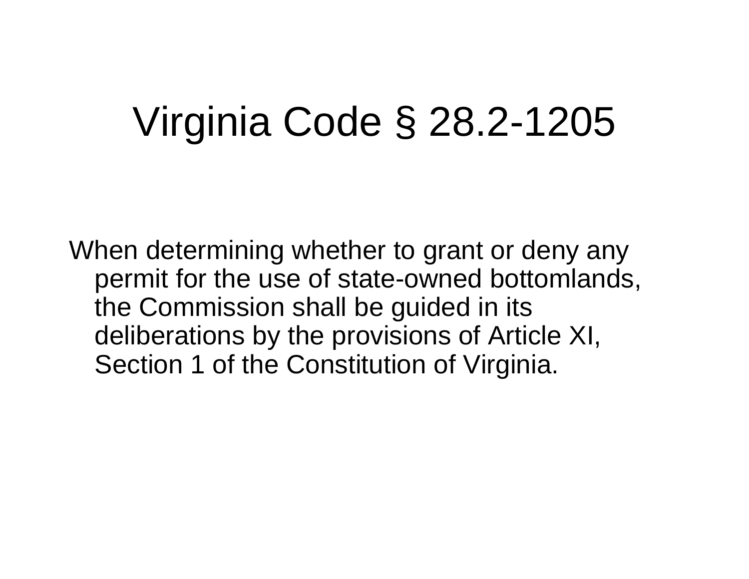# Virginia Code § 28.2-1205

When determining whether to grant or deny any permit for the use of state-owned bottomlands, the Commission shall be guided in its deliberations by the provisions of Article XI, Section 1 of the Constitution of Virginia.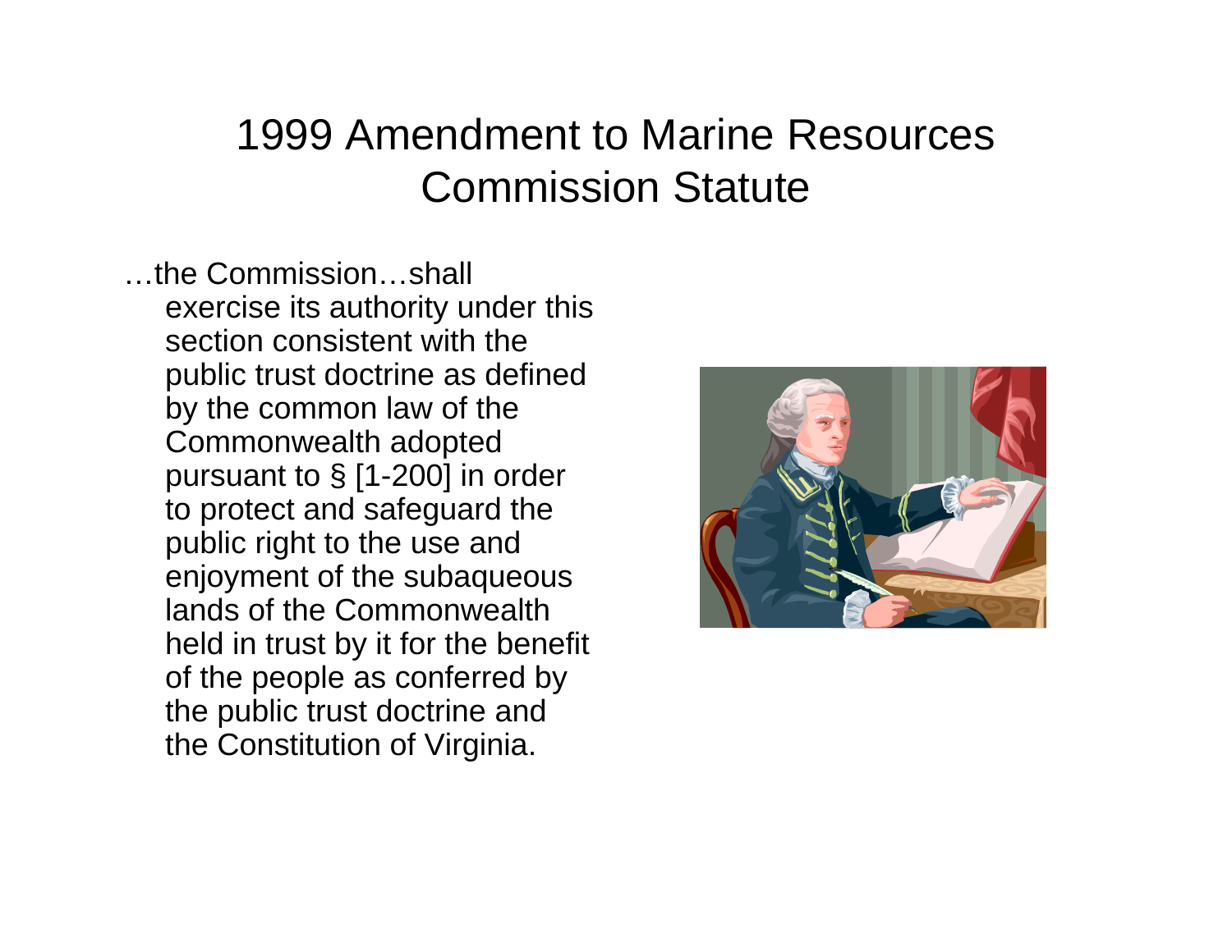# 1999 Amendment to Marine Resources Commission Statute

…the Commission…shall exercise its authority under this section consistent with the public trust doctrine as defined by the common law of the Commonwealth adopted pursuant to § [1-200] in order to protect and safeguard the public right to the use and enjoyment of the subaqueous lands of the Commonwealth held in trust by it for the benefit of the people as conferred by the public trust doctrine and the Constitution of Virginia.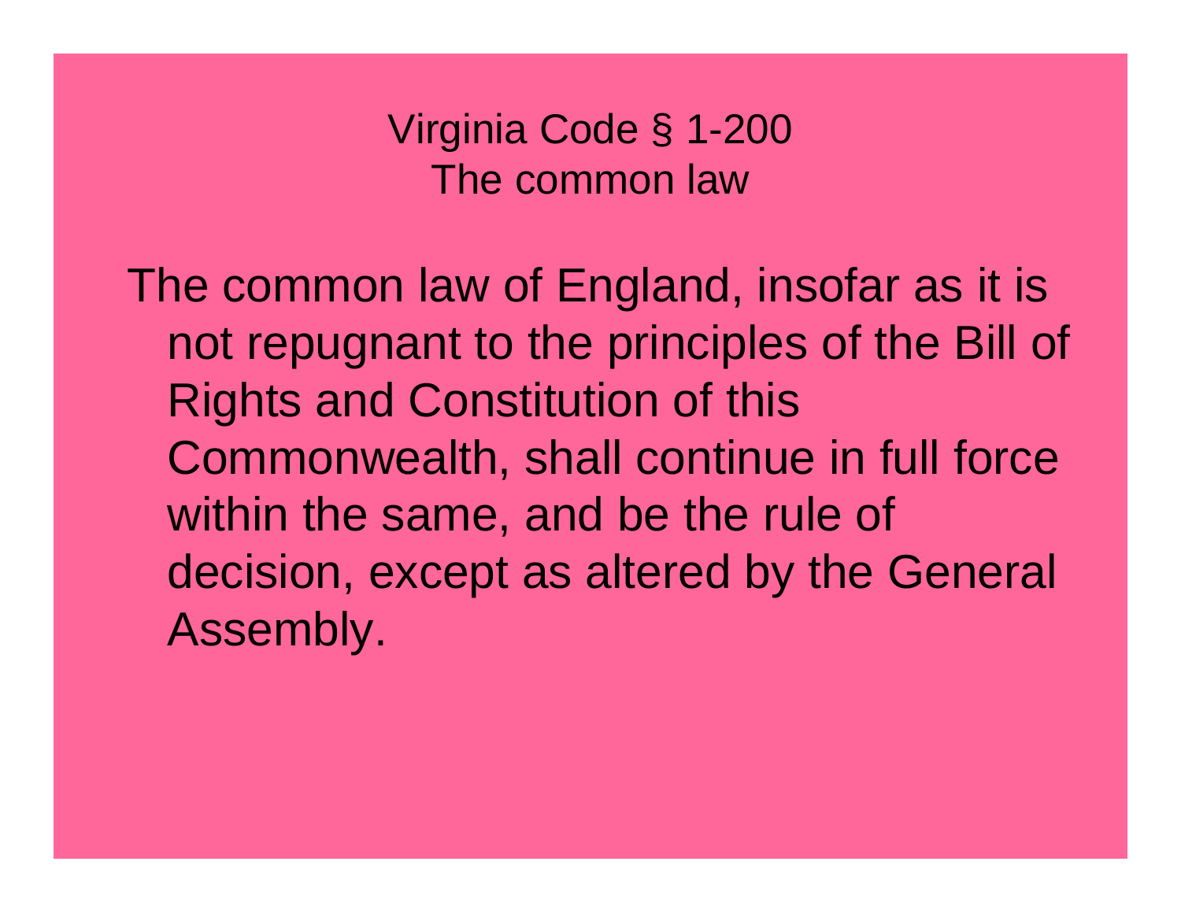## Virginia Code § 1-200
## The common law

The common law of England, insofar as it is not repugnant to the principles of the Bill of Rights and Constitution of this Commonwealth, shall continue in full force within the same, and be the rule of decision, except as altered by the General Assembly.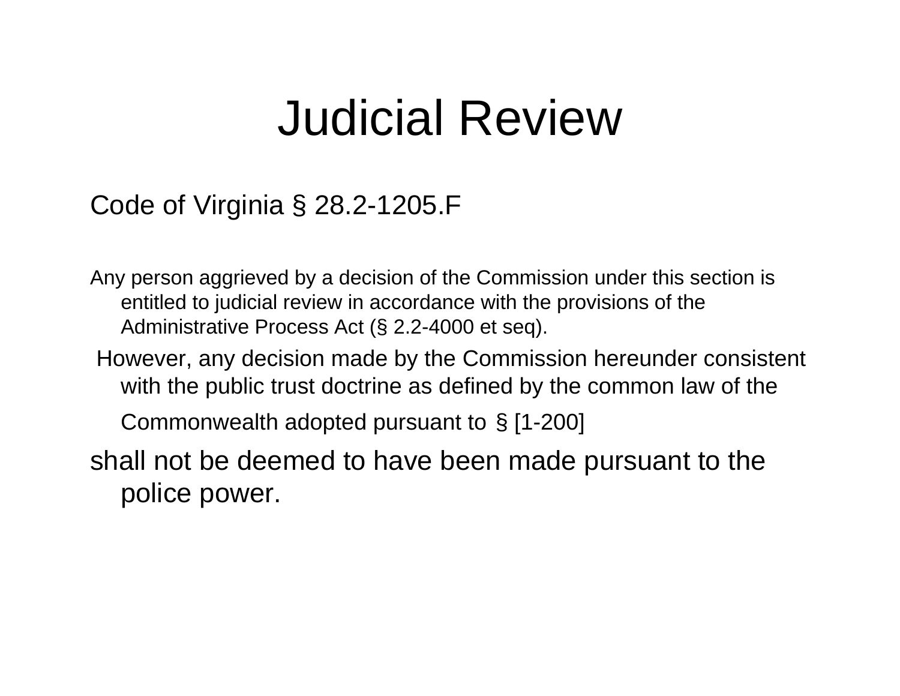# Judicial Review

Code of Virginia § 28.2-1205.F

Any person aggrieved by a decision of the Commission under this section is entitled to judicial review in accordance with the provisions of the Administrative Process Act (§ 2.2-4000 et seq).

However, any decision made by the Commission hereunder consistent with the public trust doctrine as defined by the common law of the Commonwealth adopted pursuant to § [1-200]

shall not be deemed to have been made pursuant to the police power.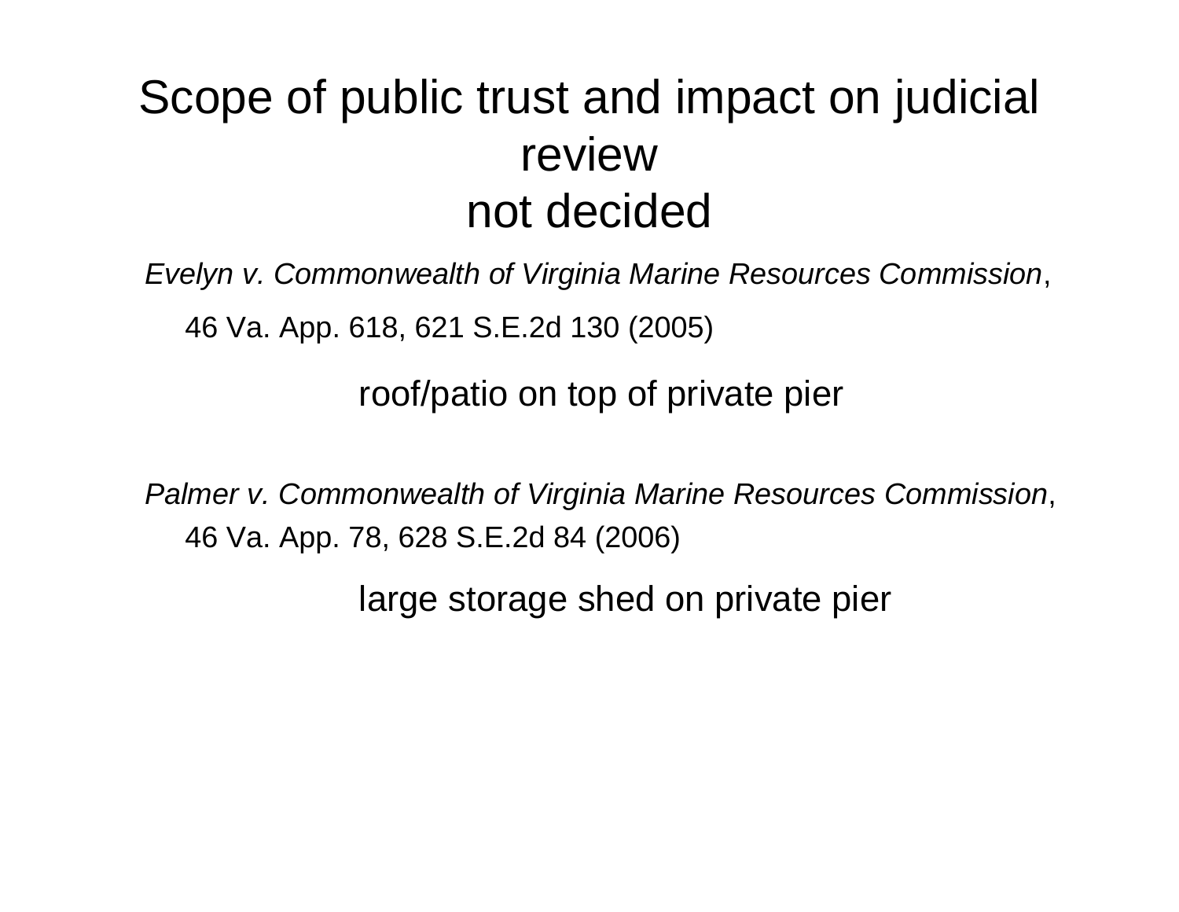# Scope of public trust and impact on judicial review not decided

*Evelyn v. Commonwealth of Virginia Marine Resources Commission*, 46 Va. App. 618, 621 S.E.2d 130 (2005)

roof/patio on top of private pier

*Palmer v. Commonwealth of Virginia Marine Resources Commission*, 46 Va. App. 78, 628 S.E.2d 84 (2006)

large storage shed on private pier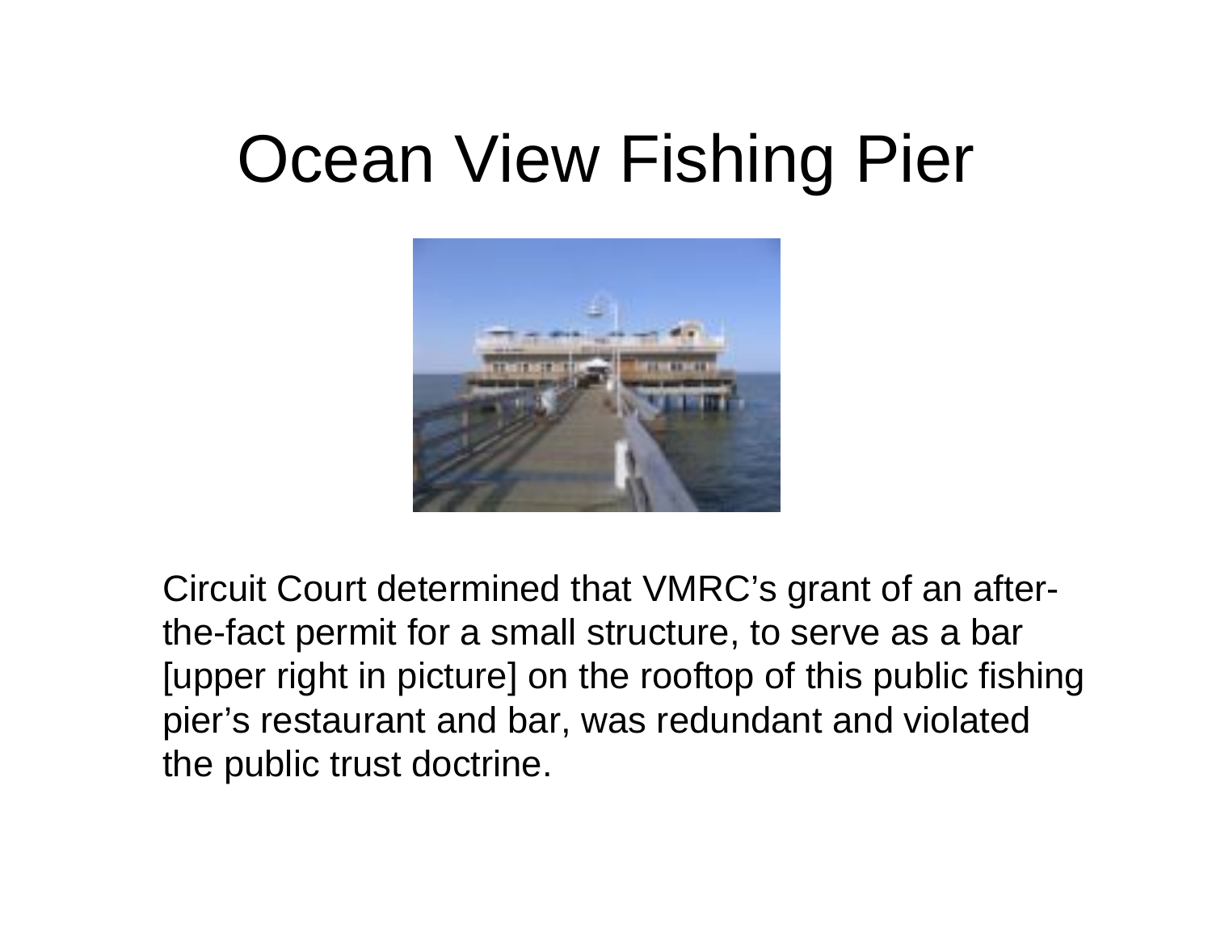# Ocean View Fishing Pier

Circuit Court determined that VMRC's grant of an after-the-fact permit for a small structure, to serve as a bar [upper right in picture] on the rooftop of this public fishing pier's restaurant and bar, was redundant and violated the public trust doctrine.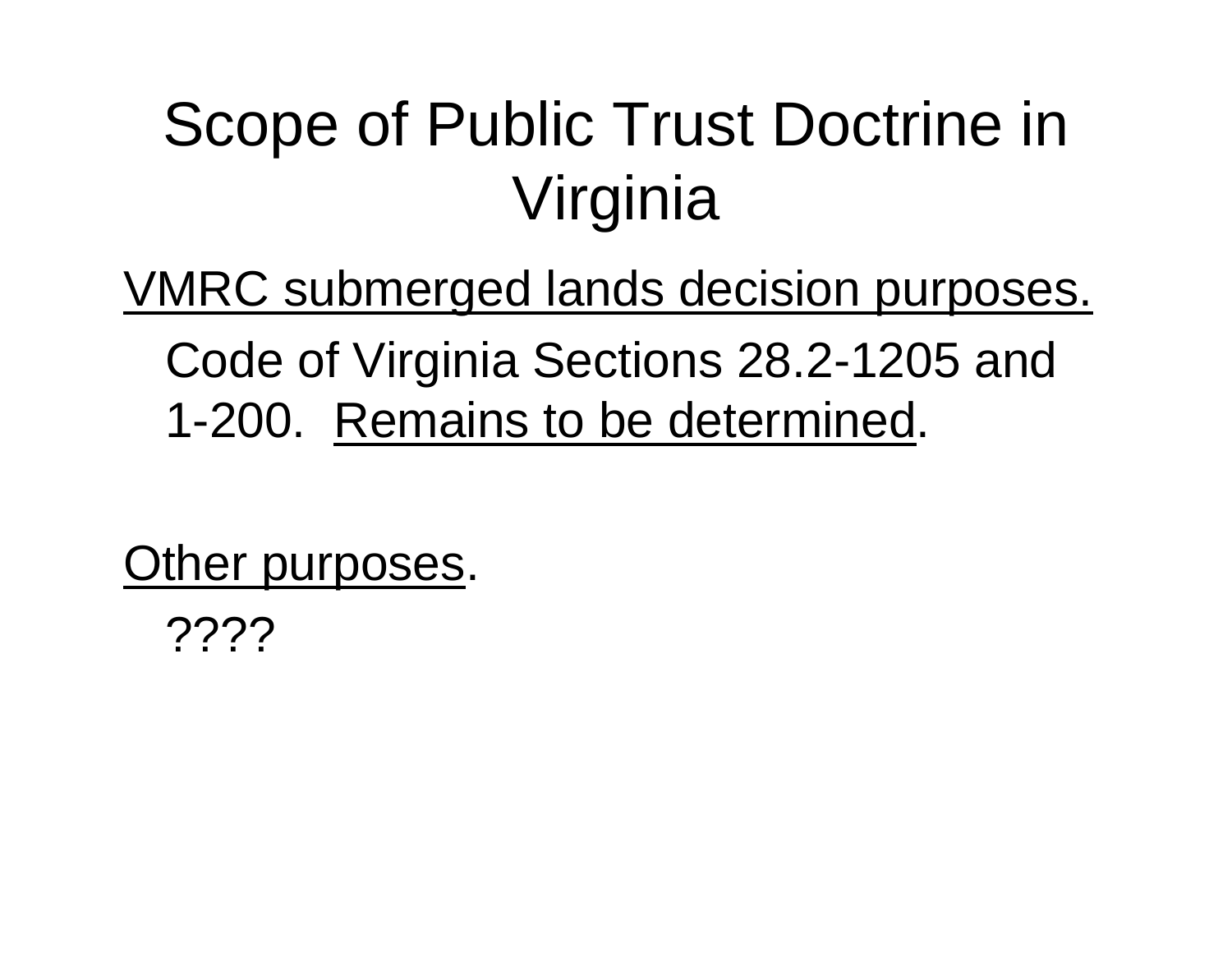# Scope of Public Trust Doctrine in Virginia

<u>VMRC submerged lands decision purposes.</u>

Code of Virginia Sections 28.2-1205 and 1-200. <u>Remains to be determined</u>.

<u>Other purposes</u>.

????